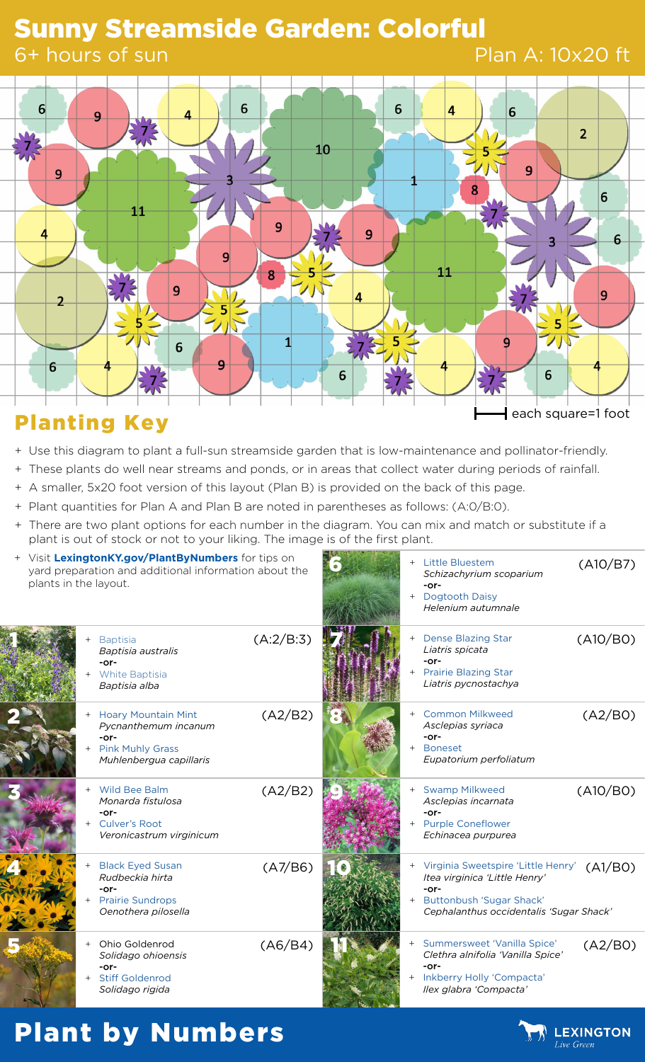# Sunny Streamside Garden: Colorful

6+ hours of sun

Plan A: 10x20 ft

each square=1 foot

## Planting Key

- Use this diagram to plant a full-sun streamside garden that is low-maintenance and pollinator-friendly.
- These plants do well near streams and ponds, or in areas that collect water during periods of rainfall.
- A smaller, 5x20 foot version of this layout (Plan B) is provided on the back of this page.
- Plant quantities for Plan A and Plan B are noted in parentheses as follows: (A:0/B:0).
- There are two plant options for each number in the diagram. You can mix and match or substitute if a plant is out of stock or not to your liking. The image is of the first plant.
- Visit **LexingtonKY.gov/PlantByNumbers** for tips on yard preparation and additional information about the plants in the layout.

| # | Plant Options | Quantity |
|---|---|---|
| 1 | Baptisia *Baptisia australis* -or- White Baptisia *Baptisia alba* | (A:2/B:3) |
| 2 | Hoary Mountain Mint *Pycnanthemum incanum* -or- Pink Muhly Grass *Muhlenbergua capillaris* | (A2/B2) |
| 3 | Wild Bee Balm *Monarda fistulosa* -or- Culver's Root *Veronicastrum virginicum* | (A2/B2) |
| 4 | Black Eyed Susan *Rudbeckia hirta* -or- Prairie Sundrops *Oenothera pilosella* | (A7/B6) |
| 5 | Ohio Goldenrod *Solidago ohioensis* -or- Stiff Goldenrod *Solidago rigida* | (A6/B4) |
| 6 | Little Bluestem *Schizachyrium scoparium* -or- Dogtooth Daisy *Helenium autumnale* | (A10/B7) |
| 7 | Dense Blazing Star *Liatris spicata* -or- Prairie Blazing Star *Liatris pycnostachya* | (A10/B0) |
| 8 | Common Milkweed *Asclepias syriaca* -or- Boneset *Eupatorium perfoliatum* | (A2/B0) |
| 9 | Swamp Milkweed *Asclepias incarnata* -or- Purple Coneflower *Echinacea purpurea* | (A10/B0) |
| 10 | Virginia Sweetspire 'Little Henry' *Itea virginica 'Little Henry'* -or- Buttonbush 'Sugar Shack' *Cephalanthus occidentalis 'Sugar Shack'* | (A1/B0) |
| 11 | Summersweet 'Vanilla Spice' *Clethra alnifolia 'Vanilla Spice'* -or- Inkberry Holly 'Compacta' *Ilex glabra 'Compacta'* | (A2/B0) |

# Plant by Numbers

LEXINGTON *Live Green*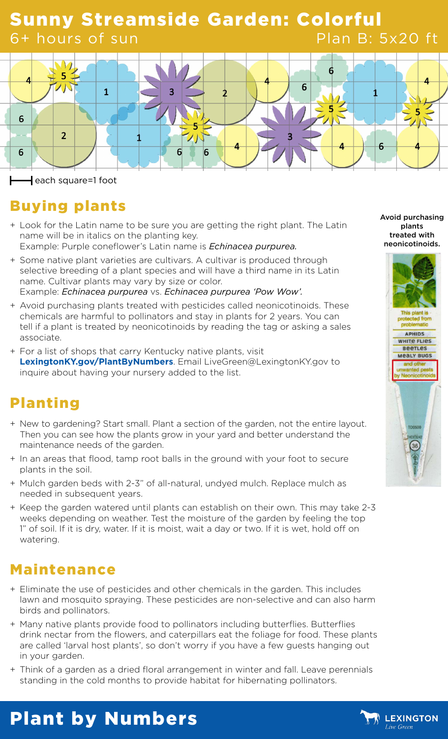# Sunny Streamside Garden: Colorful

6+ hours of sun

Plan B: 5x20 ft

4 5 1 3 2 4 6 6 1 4 6 5 5 2 1 5 6 6 4 3 4 6 4 6

each square=1 foot

## Buying plants

+ Look for the Latin name to be sure you are getting the right plant. The Latin name will be in italics on the planting key.
  Example: Purple coneflower's Latin name is *Echinacea purpurea.*
+ Some native plant varieties are cultivars. A cultivar is produced through selective breeding of a plant species and will have a third name in its Latin name. Cultivar plants may vary by size or color.
  Example: *Echinacea purpurea* vs. *Echinacea purpurea 'Pow Wow'.*
+ Avoid purchasing plants treated with pesticides called neonicotinoids. These chemicals are harmful to pollinators and stay in plants for 2 years. You can tell if a plant is treated by neonicotinoids by reading the tag or asking a sales associate.
+ For a list of shops that carry Kentucky native plants, visit **LexingtonKY.gov/PlantByNumbers**. Email LiveGreen@LexingtonKY.gov to inquire about having your nursery added to the list.

**Avoid purchasing plants treated with neonicotinoids.**

This plant is protected from problematic APHIDS WHITE FLIES BEETLES MEALY BUGS and other unwanted pests by Neonicotinoids

## Planting

+ New to gardening? Start small. Plant a section of the garden, not the entire layout. Then you can see how the plants grow in your yard and better understand the maintenance needs of the garden.
+ In an areas that flood, tamp root balls in the ground with your foot to secure plants in the soil.
+ Mulch garden beds with 2-3" of all-natural, undyed mulch. Replace mulch as needed in subsequent years.
+ Keep the garden watered until plants can establish on their own. This may take 2-3 weeks depending on weather. Test the moisture of the garden by feeling the top 1" of soil. If it is dry, water. If it is moist, wait a day or two. If it is wet, hold off on watering.

## Maintenance

+ Eliminate the use of pesticides and other chemicals in the garden. This includes lawn and mosquito spraying. These pesticides are non-selective and can also harm birds and pollinators.
+ Many native plants provide food to pollinators including butterflies. Butterflies drink nectar from the flowers, and caterpillars eat the foliage for food. These plants are called 'larval host plants', so don't worry if you have a few guests hanging out in your garden.
+ Think of a garden as a dried floral arrangement in winter and fall. Leave perennials standing in the cold months to provide habitat for hibernating pollinators.

# Plant by Numbers

LEXINGTON Live Green